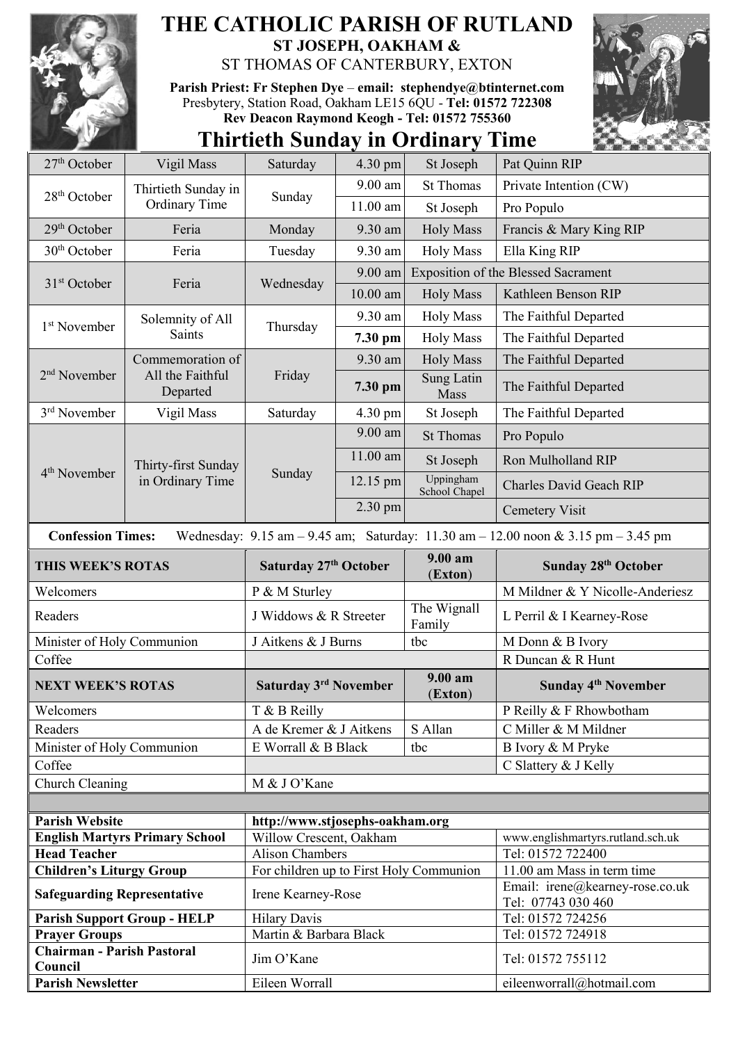# THE CATHOLIC PARISH OF RUTLAND

**ST JOSEPH, OAKHAM &**

ST THOMAS OF CANTERBURY, EXTON

**Parish Priest: Fr Stephen Dye** – **email: stephendye@btinternet.com**
Presbytery, Station Road, Oakham LE15 6QU - **Tel: 01572 722308**
**Rev Deacon Raymond Keogh - Tel: 01572 755360**

## Thirtieth Sunday in Ordinary Time

| Date | Occasion | Day | Time | Location | Intention |
|---|---|---|---|---|---|
| 27th October | Vigil Mass | Saturday | 4.30 pm | St Joseph | Pat Quinn RIP |
| 28th October | Thirtieth Sunday in Ordinary Time | Sunday | 9.00 am | St Thomas | Private Intention (CW) |
| | | | 11.00 am | St Joseph | Pro Populo |
| 29th October | Feria | Monday | 9.30 am | Holy Mass | Francis & Mary King RIP |
| 30th October | Feria | Tuesday | 9.30 am | Holy Mass | Ella King RIP |
| 31st October | Feria | Wednesday | 9.00 am | Exposition of the Blessed Sacrament | |
| | | | 10.00 am | Holy Mass | Kathleen Benson RIP |
| 1st November | Solemnity of All Saints | Thursday | 9.30 am | Holy Mass | The Faithful Departed |
| | | | **7.30 pm** | Holy Mass | The Faithful Departed |
| 2nd November | Commemoration of All the Faithful Departed | Friday | 9.30 am | Holy Mass | The Faithful Departed |
| | | | **7.30 pm** | Sung Latin Mass | The Faithful Departed |
| 3rd November | Vigil Mass | Saturday | 4.30 pm | St Joseph | The Faithful Departed |
| 4th November | Thirty-first Sunday in Ordinary Time | Sunday | 9.00 am | St Thomas | Pro Populo |
| | | | 11.00 am | St Joseph | Ron Mulholland RIP |
| | | | 12.15 pm | Uppingham School Chapel | Charles David Geach RIP |
| | | | 2.30 pm | | Cemetery Visit |

**Confession Times:** Wednesday: 9.15 am – 9.45 am; Saturday: 11.30 am – 12.00 noon & 3.15 pm – 3.45 pm

| **THIS WEEK'S ROTAS** | **Saturday 27th October** | **9.00 am (Exton)** | **Sunday 28th October** |
|---|---|---|---|
| Welcomers | P & M Sturley | | M Mildner & Y Nicolle-Anderiesz |
| Readers | J Widdows & R Streeter | The Wignall Family | L Perril & I Kearney-Rose |
| Minister of Holy Communion | J Aitkens & J Burns | tbc | M Donn & B Ivory |
| Coffee | | | R Duncan & R Hunt |
| **NEXT WEEK'S ROTAS** | **Saturday 3rd November** | **9.00 am (Exton)** | **Sunday 4th November** |
| Welcomers | T & B Reilly | | P Reilly & F Rhowbotham |
| Readers | A de Kremer & J Aitkens | S Allan | C Miller & M Mildner |
| Minister of Holy Communion | E Worrall & B Black | tbc | B Ivory & M Pryke |
| Coffee | | | C Slattery & J Kelly |
| Church Cleaning | M & J O'Kane | | |

| | | |
|---|---|---|
| **Parish Website** | http://www.stjosephs-oakham.org | |
| **English Martyrs Primary School** | Willow Crescent, Oakham | www.englishmartyrs.rutland.sch.uk |
| **Head Teacher** | Alison Chambers | Tel: 01572 722400 |
| **Children's Liturgy Group** | For children up to First Holy Communion | 11.00 am Mass in term time |
| **Safeguarding Representative** | Irene Kearney-Rose | Email: irene@kearney-rose.co.uk Tel: 07743 030 460 |
| **Parish Support Group - HELP** | Hilary Davis | Tel: 01572 724256 |
| **Prayer Groups** | Martin & Barbara Black | Tel: 01572 724918 |
| **Chairman - Parish Pastoral Council** | Jim O'Kane | Tel: 01572 755112 |
| **Parish Newsletter** | Eileen Worrall | eileenworrall@hotmail.com |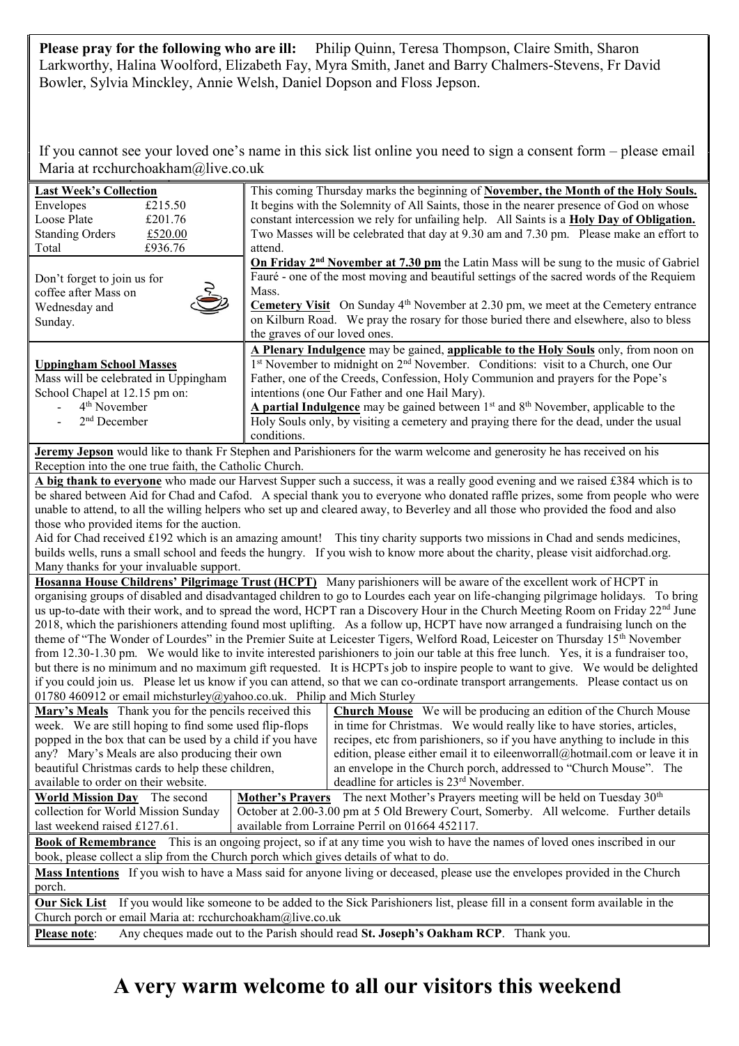**Please pray for the following who are ill:** Philip Quinn, Teresa Thompson, Claire Smith, Sharon Larkworthy, Halina Woolford, Elizabeth Fay, Myra Smith, Janet and Barry Chalmers-Stevens, Fr David Bowler, Sylvia Minckley, Annie Welsh, Daniel Dopson and Floss Jepson.

If you cannot see your loved one's name in this sick list online you need to sign a consent form – please email Maria at rcchurchoakham@live.co.uk

**Last Week's Collection**

| | |
|---|---|
| Envelopes | £215.50 |
| Loose Plate | £201.76 |
| Standing Orders | £520.00 |
| Total | £936.76 |

Don't forget to join us for coffee after Mass on Wednesday and Sunday.

**Uppingham School Masses**
Mass will be celebrated in Uppingham School Chapel at 12.15 pm on:

- 4th November
- 2nd December

This coming Thursday marks the beginning of **November, the Month of the Holy Souls.** It begins with the Solemnity of All Saints, those in the nearer presence of God on whose constant intercession we rely for unfailing help. All Saints is a **Holy Day of Obligation.** Two Masses will be celebrated that day at 9.30 am and 7.30 pm. Please make an effort to attend.

**On Friday 2nd November at 7.30 pm** the Latin Mass will be sung to the music of Gabriel Fauré - one of the most moving and beautiful settings of the sacred words of the Requiem Mass.

**Cemetery Visit** On Sunday 4th November at 2.30 pm, we meet at the Cemetery entrance on Kilburn Road. We pray the rosary for those buried there and elsewhere, also to bless the graves of our loved ones.

**A Plenary Indulgence** may be gained, **applicable to the Holy Souls** only, from noon on 1st November to midnight on 2nd November. Conditions: visit to a Church, one Our Father, one of the Creeds, Confession, Holy Communion and prayers for the Pope's intentions (one Our Father and one Hail Mary).

**A partial Indulgence** may be gained between 1st and 8th November, applicable to the Holy Souls only, by visiting a cemetery and praying there for the dead, under the usual conditions.

**Jeremy Jepson** would like to thank Fr Stephen and Parishioners for the warm welcome and generosity he has received on his Reception into the one true faith, the Catholic Church.

**A big thank to everyone** who made our Harvest Supper such a success, it was a really good evening and we raised £384 which is to be shared between Aid for Chad and Cafod. A special thank you to everyone who donated raffle prizes, some from people who were unable to attend, to all the willing helpers who set up and cleared away, to Beverley and all those who provided the food and also those who provided items for the auction.
Aid for Chad received £192 which is an amazing amount! This tiny charity supports two missions in Chad and sends medicines, builds wells, runs a small school and feeds the hungry. If you wish to know more about the charity, please visit aidforchad.org. Many thanks for your invaluable support.

**Hosanna House Childrens' Pilgrimage Trust (HCPT)** Many parishioners will be aware of the excellent work of HCPT in organising groups of disabled and disadvantaged children to go to Lourdes each year on life-changing pilgrimage holidays. To bring us up-to-date with their work, and to spread the word, HCPT ran a Discovery Hour in the Church Meeting Room on Friday 22nd June 2018, which the parishioners attending found most uplifting. As a follow up, HCPT have now arranged a fundraising lunch on the theme of "The Wonder of Lourdes" in the Premier Suite at Leicester Tigers, Welford Road, Leicester on Thursday 15th November from 12.30-1.30 pm. We would like to invite interested parishioners to join our table at this free lunch. Yes, it is a fundraiser too, but there is no minimum and no maximum gift requested. It is HCPTs job to inspire people to want to give. We would be delighted if you could join us. Please let us know if you can attend, so that we can co-ordinate transport arrangements. Please contact us on 01780 460912 or email michsturley@yahoo.co.uk. Philip and Mich Sturley

**Mary's Meals** Thank you for the pencils received this week. We are still hoping to find some used flip-flops popped in the box that can be used by a child if you have any? Mary's Meals are also producing their own beautiful Christmas cards to help these children, available to order on their website.

**Church Mouse** We will be producing an edition of the Church Mouse in time for Christmas. We would really like to have stories, articles, recipes, etc from parishioners, so if you have anything to include in this edition, please either email it to eileenworrall@hotmail.com or leave it in an envelope in the Church porch, addressed to "Church Mouse". The deadline for articles is 23rd November.

**World Mission Day** The second collection for World Mission Sunday last weekend raised £127.61.

**Mother's Prayers** The next Mother's Prayers meeting will be held on Tuesday 30th October at 2.00-3.00 pm at 5 Old Brewery Court, Somerby. All welcome. Further details available from Lorraine Perril on 01664 452117.

**Book of Remembrance** This is an ongoing project, so if at any time you wish to have the names of loved ones inscribed in our book, please collect a slip from the Church porch which gives details of what to do.

**Mass Intentions** If you wish to have a Mass said for anyone living or deceased, please use the envelopes provided in the Church porch.

**Our Sick List** If you would like someone to be added to the Sick Parishioners list, please fill in a consent form available in the Church porch or email Maria at: rcchurchoakham@live.co.uk

**Please note**: Any cheques made out to the Parish should read **St. Joseph's Oakham RCP**. Thank you.

# A very warm welcome to all our visitors this weekend